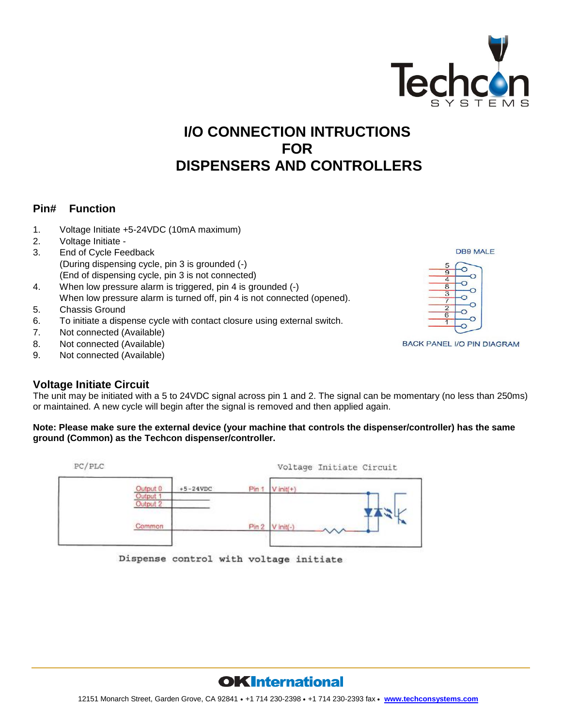# I/O CONNECTION INTRUCTIONS FOR DISPENSERS AND CONTROLLERS

**Pin#   Function**

1. Voltage Initiate +5-24VDC (10mA maximum)
2. Voltage Initiate -
3. End of Cycle Feedback
   (During dispensing cycle, pin 3 is grounded (-)
   (End of dispensing cycle, pin 3 is not connected)
4. When low pressure alarm is triggered, pin 4 is grounded (-)
   When low pressure alarm is turned off, pin 4 is not connected (opened).
5. Chassis Ground
6. To initiate a dispense cycle with contact closure using external switch.
7. Not connected (Available)
8. Not connected (Available)
9. Not connected (Available)

DB9 MALE

BACK PANEL I/O PIN DIAGRAM

## Voltage Initiate Circuit

The unit may be initiated with a 5 to 24VDC signal across pin 1 and 2. The signal can be momentary (no less than 250ms) or maintained. A new cycle will begin after the signal is removed and then applied again.

**Note: Please make sure the external device (your machine that controls the dispenser/controller) has the same ground (Common) as the Techcon dispenser/controller.**

Dispense control with voltage initiate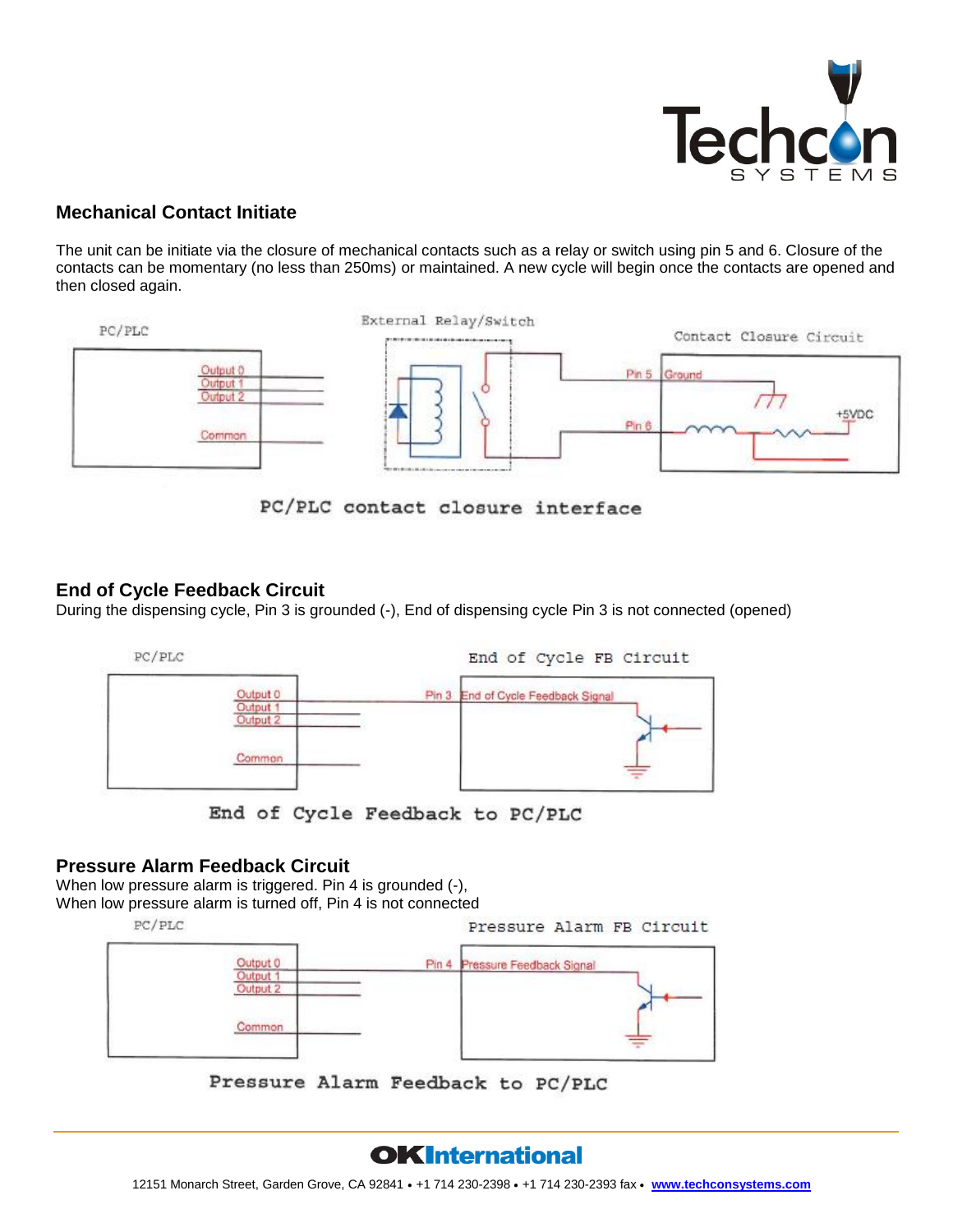## Mechanical Contact Initiate

The unit can be initiate via the closure of mechanical contacts such as a relay or switch using pin 5 and 6. Closure of the contacts can be momentary (no less than 250ms) or maintained. A new cycle will begin once the contacts are opened and then closed again.

PC/PLC

Output 0
Output 1
Output 2
Common

External Relay/Switch

Contact Closure Circuit

Pin 5 Ground

Pin 6

+5VDC

PC/PLC contact closure interface

## End of Cycle Feedback Circuit

During the dispensing cycle, Pin 3 is grounded (-), End of dispensing cycle Pin 3 is not connected (opened)

PC/PLC

Output 0
Output 1
Output 2
Common

End of Cycle FB Circuit

Pin 3 End of Cycle Feedback Signal

End of Cycle Feedback to PC/PLC

## Pressure Alarm Feedback Circuit

When low pressure alarm is triggered. Pin 4 is grounded (-),
When low pressure alarm is turned off, Pin 4 is not connected

PC/PLC

Output 0
Output 1
Output 2
Common

Pressure Alarm FB Circuit

Pin 4 Pressure Feedback Signal

Pressure Alarm Feedback to PC/PLC

OKInternational

12151 Monarch Street, Garden Grove, CA 92841 • +1 714 230-2398 • +1 714 230-2393 fax • www.techconsystems.com